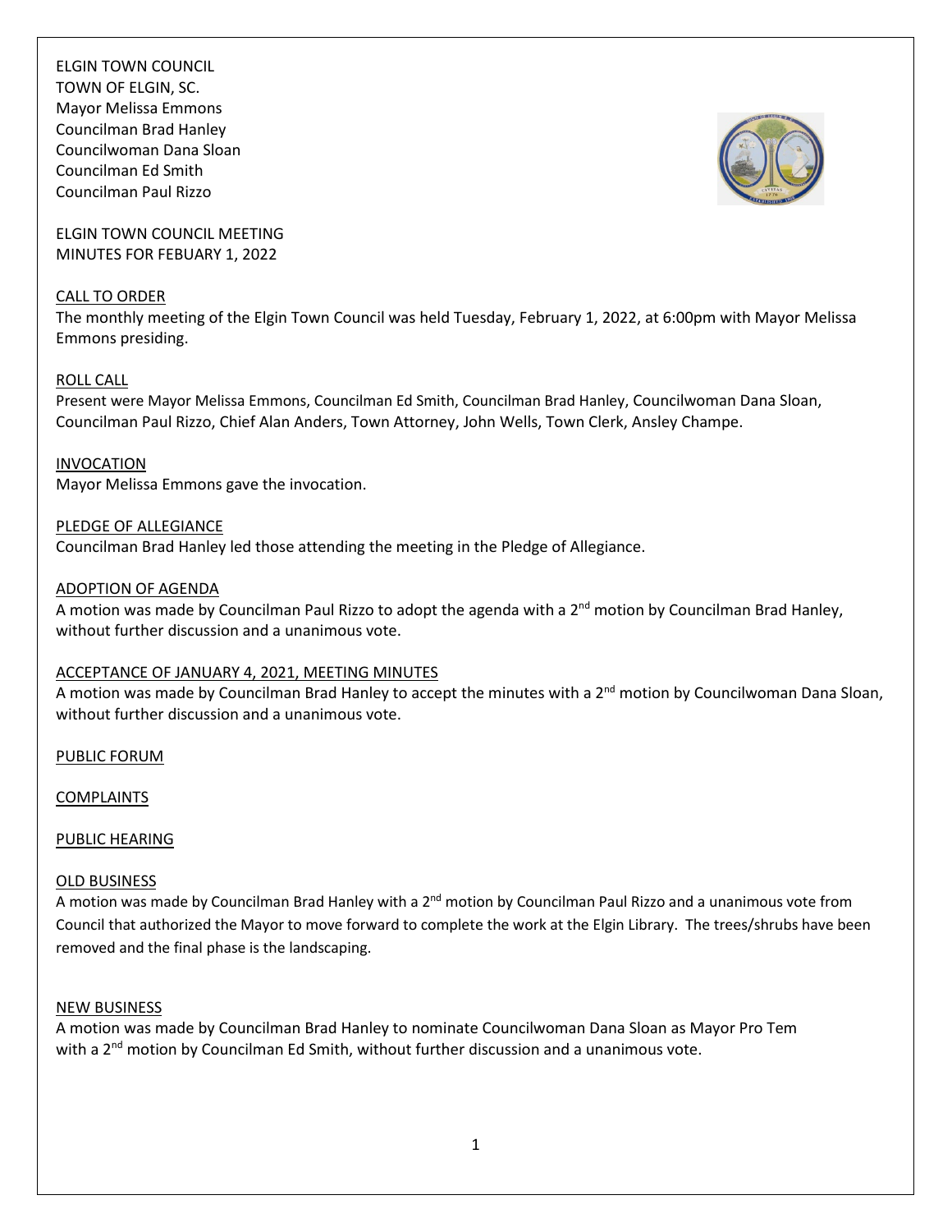ELGIN TOWN COUNCIL
TOWN OF ELGIN, SC.
Mayor Melissa Emmons
Councilman Brad Hanley
Councilwoman Dana Sloan
Councilman Ed Smith
Councilman Paul Rizzo

ELGIN TOWN COUNCIL MEETING
MINUTES FOR FEBUARY 1, 2022

## CALL TO ORDER

The monthly meeting of the Elgin Town Council was held Tuesday, February 1, 2022, at 6:00pm with Mayor Melissa Emmons presiding.

## ROLL CALL

Present were Mayor Melissa Emmons, Councilman Ed Smith, Councilman Brad Hanley, Councilwoman Dana Sloan, Councilman Paul Rizzo, Chief Alan Anders, Town Attorney, John Wells, Town Clerk, Ansley Champe.

## INVOCATION

Mayor Melissa Emmons gave the invocation.

## PLEDGE OF ALLEGIANCE

Councilman Brad Hanley led those attending the meeting in the Pledge of Allegiance.

## ADOPTION OF AGENDA

A motion was made by Councilman Paul Rizzo to adopt the agenda with a 2nd motion by Councilman Brad Hanley, without further discussion and a unanimous vote.

## ACCEPTANCE OF JANUARY 4, 2021, MEETING MINUTES

A motion was made by Councilman Brad Hanley to accept the minutes with a 2nd motion by Councilwoman Dana Sloan, without further discussion and a unanimous vote.

## PUBLIC FORUM

## COMPLAINTS

## PUBLIC HEARING

## OLD BUSINESS

A motion was made by Councilman Brad Hanley with a 2nd motion by Councilman Paul Rizzo and a unanimous vote from Council that authorized the Mayor to move forward to complete the work at the Elgin Library. The trees/shrubs have been removed and the final phase is the landscaping.

## NEW BUSINESS

A motion was made by Councilman Brad Hanley to nominate Councilwoman Dana Sloan as Mayor Pro Tem with a 2nd motion by Councilman Ed Smith, without further discussion and a unanimous vote.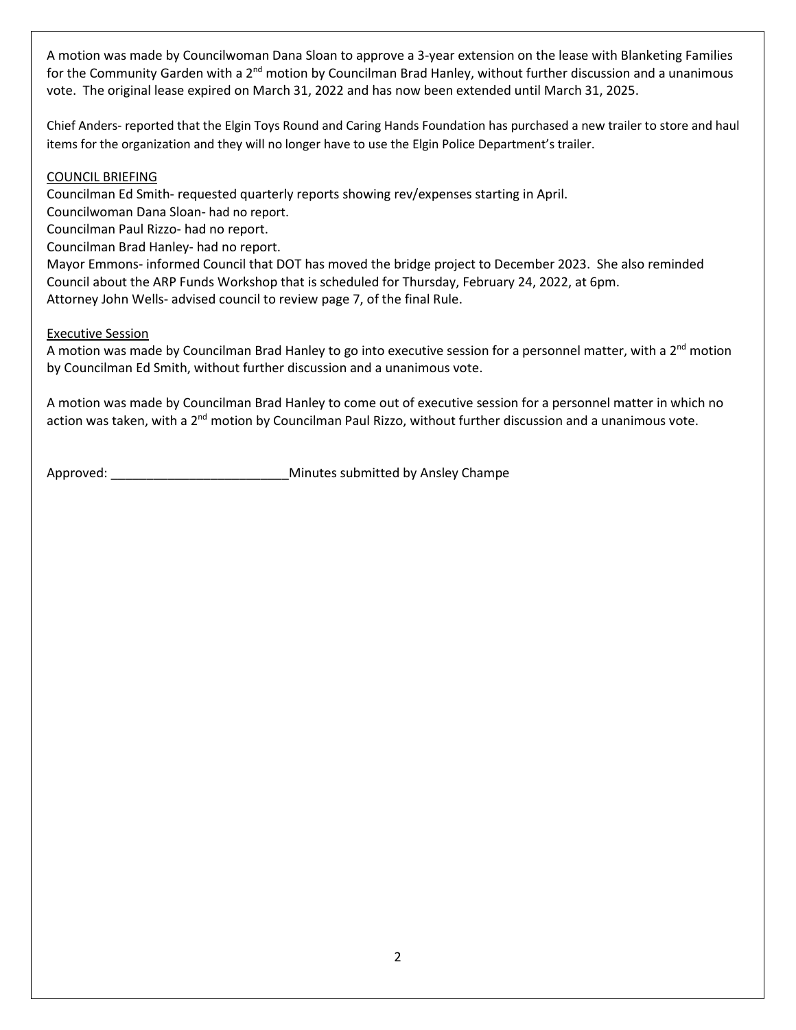A motion was made by Councilwoman Dana Sloan to approve a 3-year extension on the lease with Blanketing Families for the Community Garden with a 2nd motion by Councilman Brad Hanley, without further discussion and a unanimous vote. The original lease expired on March 31, 2022 and has now been extended until March 31, 2025.

Chief Anders- reported that the Elgin Toys Round and Caring Hands Foundation has purchased a new trailer to store and haul items for the organization and they will no longer have to use the Elgin Police Department's trailer.

COUNCIL BRIEFING

Councilman Ed Smith- requested quarterly reports showing rev/expenses starting in April.
Councilwoman Dana Sloan- had no report.
Councilman Paul Rizzo- had no report.
Councilman Brad Hanley- had no report.
Mayor Emmons- informed Council that DOT has moved the bridge project to December 2023. She also reminded Council about the ARP Funds Workshop that is scheduled for Thursday, February 24, 2022, at 6pm.
Attorney John Wells- advised council to review page 7, of the final Rule.

Executive Session

A motion was made by Councilman Brad Hanley to go into executive session for a personnel matter, with a 2nd motion by Councilman Ed Smith, without further discussion and a unanimous vote.

A motion was made by Councilman Brad Hanley to come out of executive session for a personnel matter in which no action was taken, with a 2nd motion by Councilman Paul Rizzo, without further discussion and a unanimous vote.

Approved: _________________________Minutes submitted by Ansley Champe